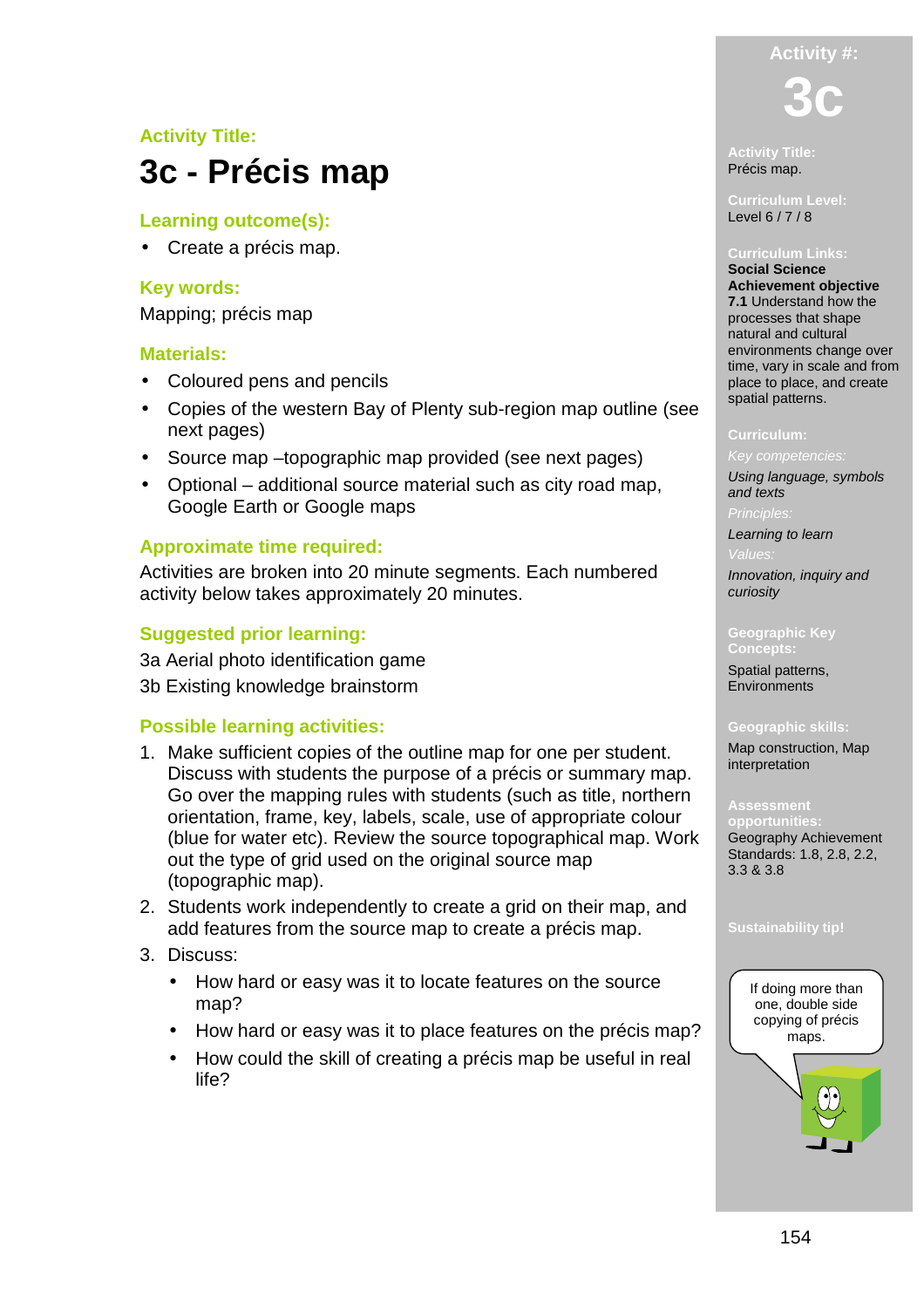**Activity Title:**

# 3c - Précis map

## Learning outcome(s):

- Create a précis map.

## Key words:

Mapping; précis map

## Materials:

- Coloured pens and pencils
- Copies of the western Bay of Plenty sub-region map outline (see next pages)
- Source map –topographic map provided (see next pages)
- Optional – additional source material such as city road map, Google Earth or Google maps

## Approximate time required:

Activities are broken into 20 minute segments. Each numbered activity below takes approximately 20 minutes.

## Suggested prior learning:

3a Aerial photo identification game

3b Existing knowledge brainstorm

## Possible learning activities:

1. Make sufficient copies of the outline map for one per student. Discuss with students the purpose of a précis or summary map. Go over the mapping rules with students (such as title, northern orientation, frame, key, labels, scale, use of appropriate colour (blue for water etc). Review the source topographical map. Work out the type of grid used on the original source map (topographic map).
2. Students work independently to create a grid on their map, and add features from the source map to create a précis map.
3. Discuss:
   - How hard or easy was it to locate features on the source map?
   - How hard or easy was it to place features on the précis map?
   - How could the skill of creating a précis map be useful in real life?

---

**Activity #:**

**3c**

**Activity Title:**
Précis map.

**Curriculum Level:**
Level 6 / 7 / 8

**Curriculum Links:**
**Social Science Achievement objective 7.1** Understand how the processes that shape natural and cultural environments change over time, vary in scale and from place to place, and create spatial patterns.

**Curriculum:**

*Key competencies:*
*Using language, symbols and texts*

*Principles:*
*Learning to learn*

*Values:*
*Innovation, inquiry and curiosity*

**Geographic Key Concepts:**
Spatial patterns, Environments

**Geographic skills:**
Map construction, Map interpretation

**Assessment opportunities:**
Geography Achievement Standards: 1.8, 2.8, 2.2, 3.3 & 3.8

**Sustainability tip!**

If doing more than one, double side copying of précis maps.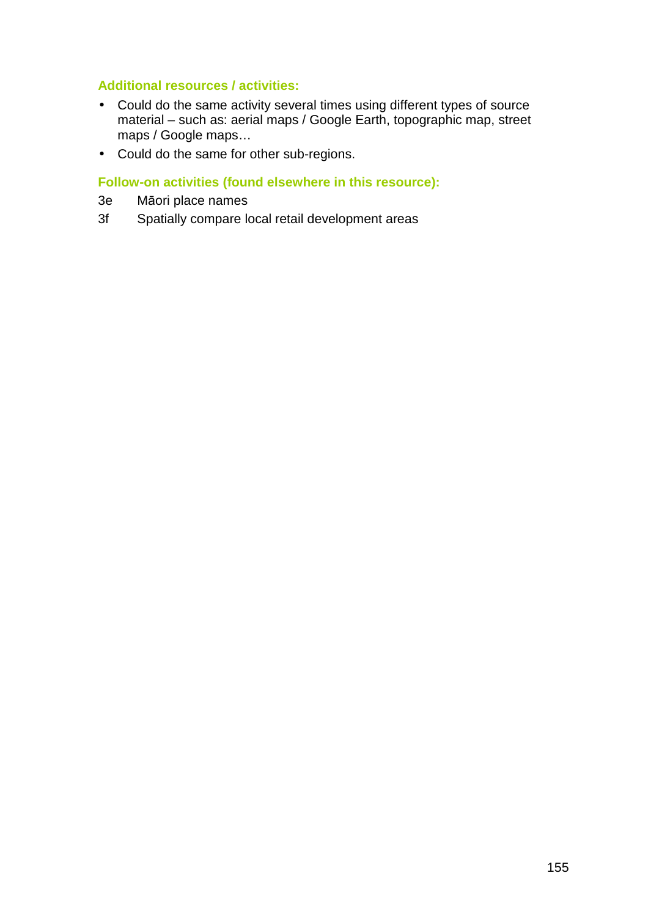### Additional resources / activities:

- Could do the same activity several times using different types of source material – such as: aerial maps / Google Earth, topographic map, street maps / Google maps…
- Could do the same for other sub-regions.

### Follow-on activities (found elsewhere in this resource):

3e Māori place names

3f Spatially compare local retail development areas